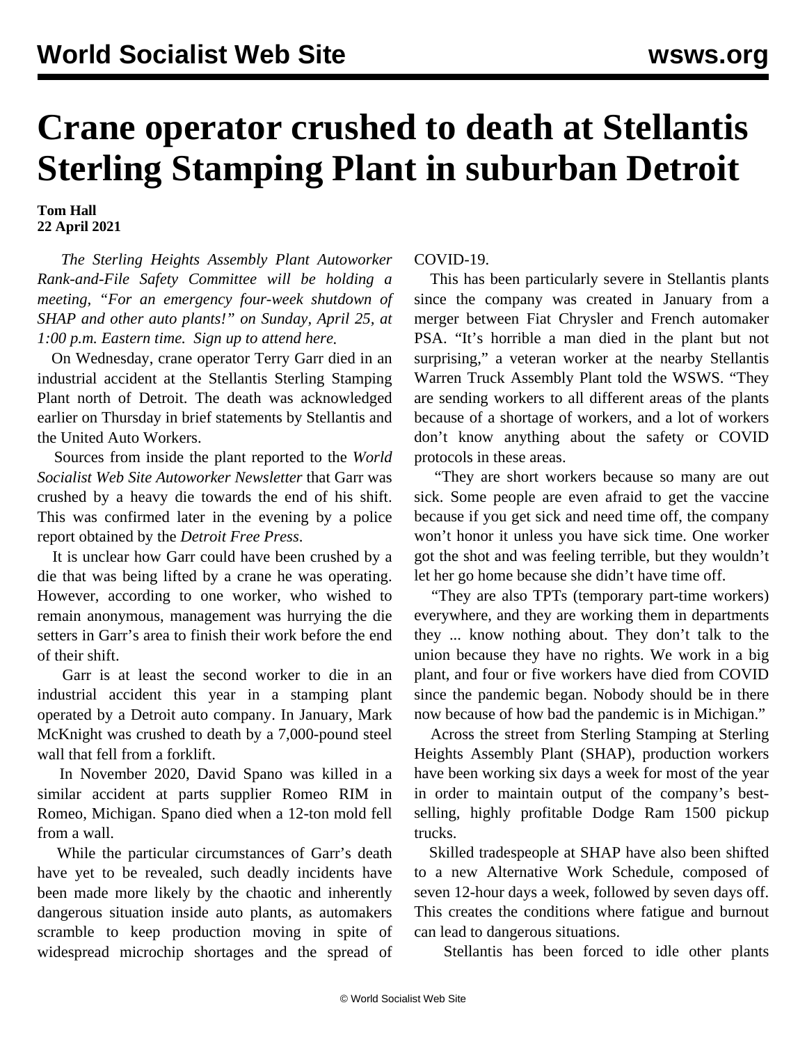# Crane operator crushed to death at Stellantis Sterling Stamping Plant in suburban Detroit

**Tom Hall**
**22 April 2021**

*The Sterling Heights Assembly Plant Autoworker Rank-and-File Safety Committee will be holding a meeting, "For an emergency four-week shutdown of SHAP and other auto plants!" on Sunday, April 25, at 1:00 p.m. Eastern time. Sign up to attend here.*

On Wednesday, crane operator Terry Garr died in an industrial accident at the Stellantis Sterling Stamping Plant north of Detroit. The death was acknowledged earlier on Thursday in brief statements by Stellantis and the United Auto Workers.

Sources from inside the plant reported to the *World Socialist Web Site Autoworker Newsletter* that Garr was crushed by a heavy die towards the end of his shift. This was confirmed later in the evening by a police report obtained by the *Detroit Free Press*.

It is unclear how Garr could have been crushed by a die that was being lifted by a crane he was operating. However, according to one worker, who wished to remain anonymous, management was hurrying the die setters in Garr's area to finish their work before the end of their shift.

Garr is at least the second worker to die in an industrial accident this year in a stamping plant operated by a Detroit auto company. In January, Mark McKnight was crushed to death by a 7,000-pound steel wall that fell from a forklift.

In November 2020, David Spano was killed in a similar accident at parts supplier Romeo RIM in Romeo, Michigan. Spano died when a 12-ton mold fell from a wall.

While the particular circumstances of Garr's death have yet to be revealed, such deadly incidents have been made more likely by the chaotic and inherently dangerous situation inside auto plants, as automakers scramble to keep production moving in spite of widespread microchip shortages and the spread of COVID-19.

This has been particularly severe in Stellantis plants since the company was created in January from a merger between Fiat Chrysler and French automaker PSA. "It's horrible a man died in the plant but not surprising," a veteran worker at the nearby Stellantis Warren Truck Assembly Plant told the WSWS. "They are sending workers to all different areas of the plants because of a shortage of workers, and a lot of workers don't know anything about the safety or COVID protocols in these areas.

"They are short workers because so many are out sick. Some people are even afraid to get the vaccine because if you get sick and need time off, the company won't honor it unless you have sick time. One worker got the shot and was feeling terrible, but they wouldn't let her go home because she didn't have time off.

"They are also TPTs (temporary part-time workers) everywhere, and they are working them in departments they ... know nothing about. They don't talk to the union because they have no rights. We work in a big plant, and four or five workers have died from COVID since the pandemic began. Nobody should be in there now because of how bad the pandemic is in Michigan."

Across the street from Sterling Stamping at Sterling Heights Assembly Plant (SHAP), production workers have been working six days a week for most of the year in order to maintain output of the company's best-selling, highly profitable Dodge Ram 1500 pickup trucks.

Skilled tradespeople at SHAP have also been shifted to a new Alternative Work Schedule, composed of seven 12-hour days a week, followed by seven days off. This creates the conditions where fatigue and burnout can lead to dangerous situations.

Stellantis has been forced to idle other plants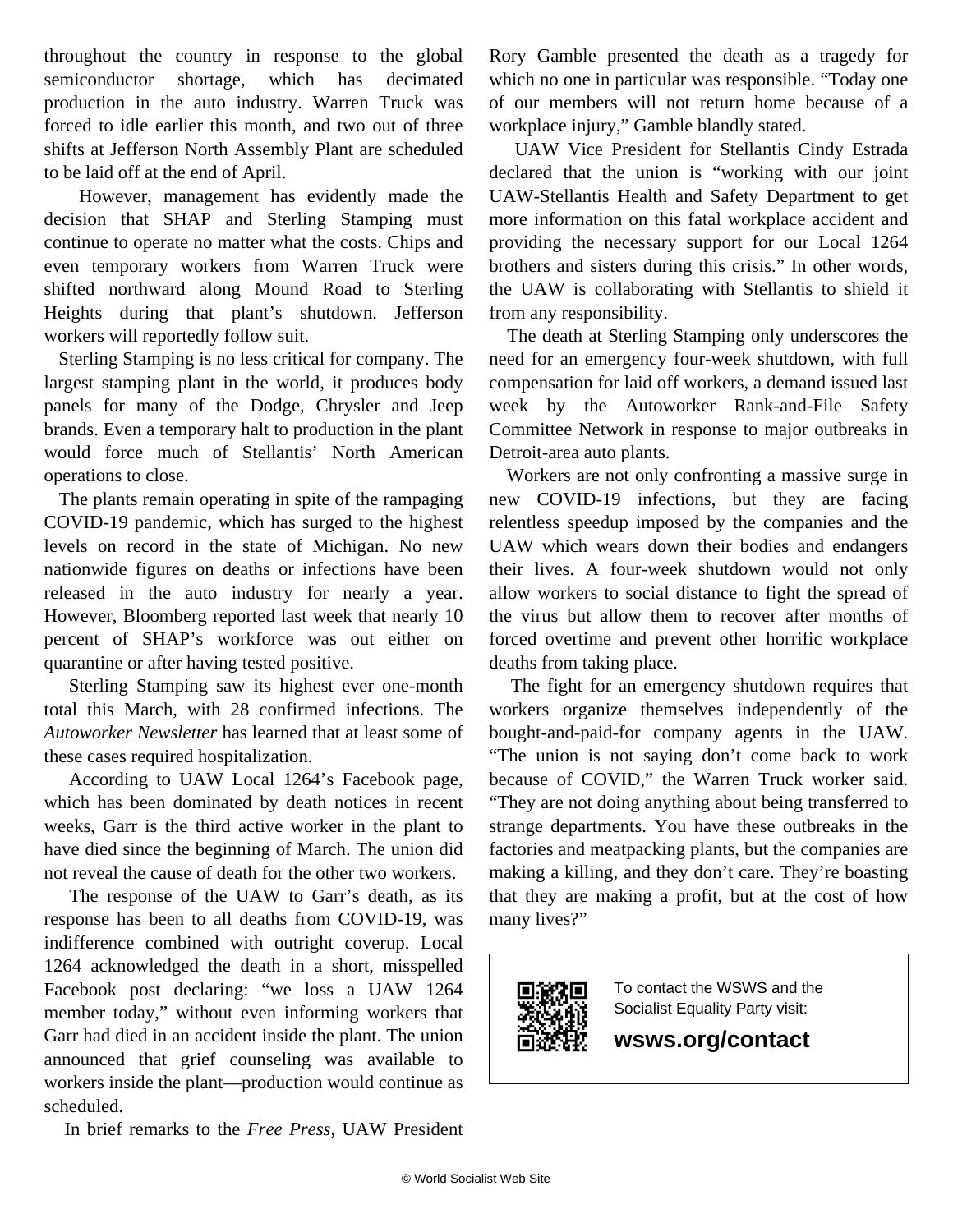throughout the country in response to the global semiconductor shortage, which has decimated production in the auto industry. Warren Truck was forced to idle earlier this month, and two out of three shifts at Jefferson North Assembly Plant are scheduled to be laid off at the end of April.

However, management has evidently made the decision that SHAP and Sterling Stamping must continue to operate no matter what the costs. Chips and even temporary workers from Warren Truck were shifted northward along Mound Road to Sterling Heights during that plant's shutdown. Jefferson workers will reportedly follow suit.

Sterling Stamping is no less critical for company. The largest stamping plant in the world, it produces body panels for many of the Dodge, Chrysler and Jeep brands. Even a temporary halt to production in the plant would force much of Stellantis' North American operations to close.

The plants remain operating in spite of the rampaging COVID-19 pandemic, which has surged to the highest levels on record in the state of Michigan. No new nationwide figures on deaths or infections have been released in the auto industry for nearly a year. However, Bloomberg reported last week that nearly 10 percent of SHAP's workforce was out either on quarantine or after having tested positive.

Sterling Stamping saw its highest ever one-month total this March, with 28 confirmed infections. The *Autoworker Newsletter* has learned that at least some of these cases required hospitalization.

According to UAW Local 1264's Facebook page, which has been dominated by death notices in recent weeks, Garr is the third active worker in the plant to have died since the beginning of March. The union did not reveal the cause of death for the other two workers.

The response of the UAW to Garr's death, as its response has been to all deaths from COVID-19, was indifference combined with outright coverup. Local 1264 acknowledged the death in a short, misspelled Facebook post declaring: "we loss a UAW 1264 member today," without even informing workers that Garr had died in an accident inside the plant. The union announced that grief counseling was available to workers inside the plant—production would continue as scheduled.

In brief remarks to the *Free Press*, UAW President Rory Gamble presented the death as a tragedy for which no one in particular was responsible. "Today one of our members will not return home because of a workplace injury," Gamble blandly stated.

UAW Vice President for Stellantis Cindy Estrada declared that the union is "working with our joint UAW-Stellantis Health and Safety Department to get more information on this fatal workplace accident and providing the necessary support for our Local 1264 brothers and sisters during this crisis." In other words, the UAW is collaborating with Stellantis to shield it from any responsibility.

The death at Sterling Stamping only underscores the need for an emergency four-week shutdown, with full compensation for laid off workers, a demand issued last week by the Autoworker Rank-and-File Safety Committee Network in response to major outbreaks in Detroit-area auto plants.

Workers are not only confronting a massive surge in new COVID-19 infections, but they are facing relentless speedup imposed by the companies and the UAW which wears down their bodies and endangers their lives. A four-week shutdown would not only allow workers to social distance to fight the spread of the virus but allow them to recover after months of forced overtime and prevent other horrific workplace deaths from taking place.

The fight for an emergency shutdown requires that workers organize themselves independently of the bought-and-paid-for company agents in the UAW. "The union is not saying don't come back to work because of COVID," the Warren Truck worker said. "They are not doing anything about being transferred to strange departments. You have these outbreaks in the factories and meatpacking plants, but the companies are making a killing, and they don't care. They're boasting that they are making a profit, but at the cost of how many lives?"

To contact the WSWS and the Socialist Equality Party visit:

**wsws.org/contact**